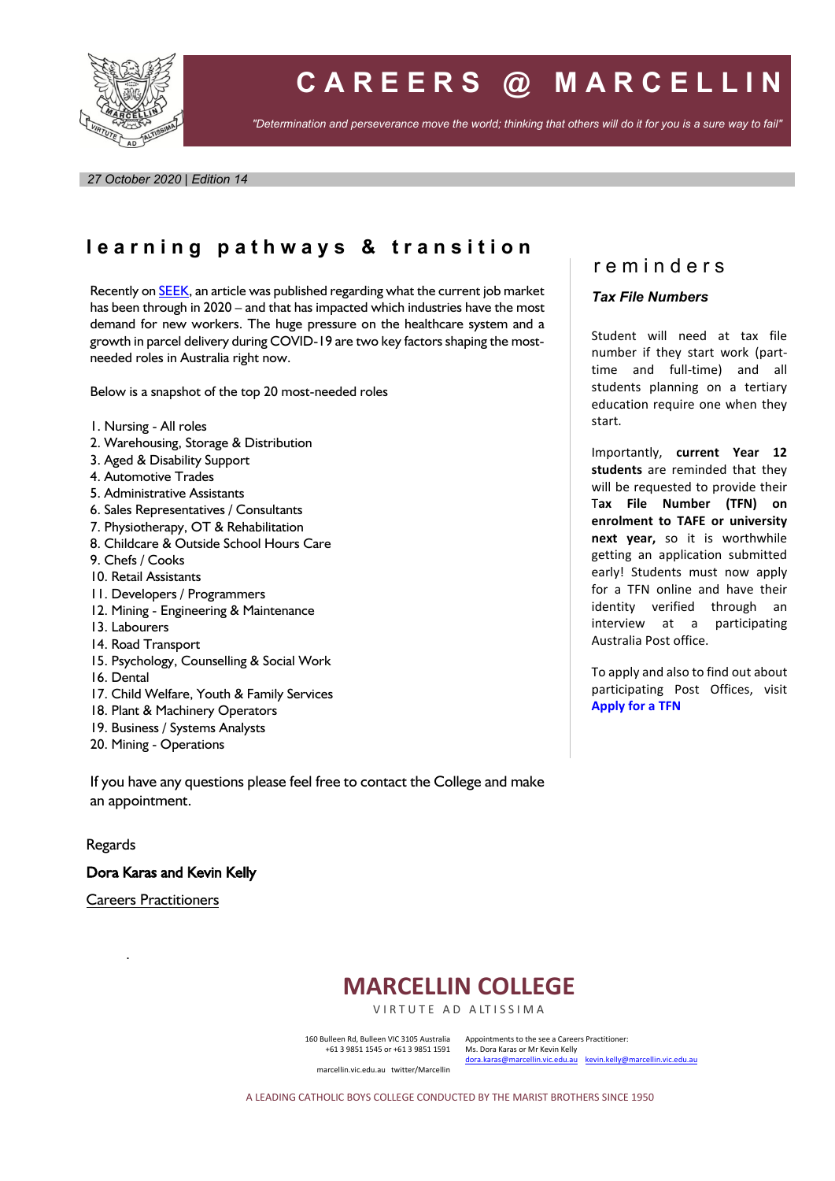# CAREERS @ MARCELLIN

*"Determination and perseverance move the world; thinking that others will do it for you is a sure way to fail"*

*27 October 2020 | Edition 14*

## learning pathways & transition

Recently on SEEK, an article was published regarding what the current job market has been through in 2020 – and that has impacted which industries have the most demand for new workers. The huge pressure on the healthcare system and a growth in parcel delivery during COVID-19 are two key factors shaping the most-needed roles in Australia right now.

Below is a snapshot of the top 20 most-needed roles

1. Nursing - All roles
2. Warehousing, Storage & Distribution
3. Aged & Disability Support
4. Automotive Trades
5. Administrative Assistants
6. Sales Representatives / Consultants
7. Physiotherapy, OT & Rehabilitation
8. Childcare & Outside School Hours Care
9. Chefs / Cooks
10. Retail Assistants
11. Developers / Programmers
12. Mining - Engineering & Maintenance
13. Labourers
14. Road Transport
15. Psychology, Counselling & Social Work
16. Dental
17. Child Welfare, Youth & Family Services
18. Plant & Machinery Operators
19. Business / Systems Analysts
20. Mining - Operations

If you have any questions please feel free to contact the College and make an appointment.

Regards

**Dora Karas and Kevin Kelly**

Careers Practitioners

## reminders

### *Tax File Numbers*

Student will need at tax file number if they start work (part-time and full-time) and all students planning on a tertiary education require one when they start.

Importantly, **current Year 12 students** are reminded that they will be requested to provide their **Tax File Number (TFN) on enrolment to TAFE or university next year,** so it is worthwhile getting an application submitted early! Students must now apply for a TFN online and have their identity verified through an interview at a participating Australia Post office.

To apply and also to find out about participating Post Offices, visit **Apply for a TFN**

**MARCELLIN COLLEGE**

VIRTUTE AD ALTISSIMA

160 Bulleen Rd, Bulleen VIC 3105 Australia
+61 3 9851 1545 or +61 3 9851 1591

marcellin.vic.edu.au twitter/Marcellin

Appointments to the see a Careers Practitioner:
Ms. Dora Karas or Mr Kevin Kelly
dora.karas@marcellin.vic.edu.au kevin.kelly@marcellin.vic.edu.au

A LEADING CATHOLIC BOYS COLLEGE CONDUCTED BY THE MARIST BROTHERS SINCE 1950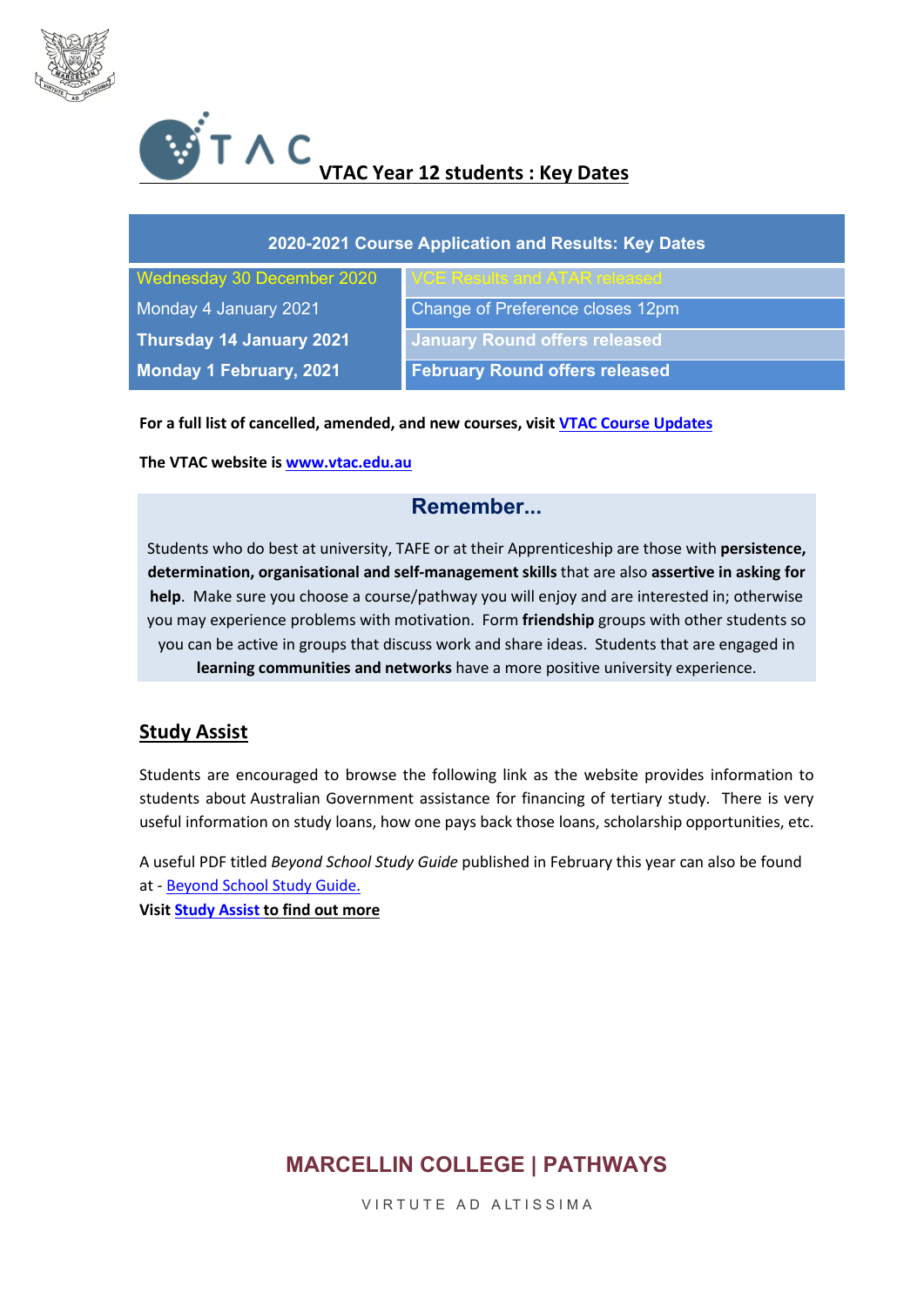# VTAC Year 12 students : Key Dates

| 2020-2021 Course Application and Results: Key Dates | |
|---|---|
| Wednesday 30 December 2020 | VCE Results and ATAR released |
| Monday 4 January 2021 | Change of Preference closes 12pm |
| **Thursday 14 January 2021** | **January Round offers released** |
| **Monday 1 February, 2021** | **February Round offers released** |

**For a full list of cancelled, amended, and new courses, visit VTAC Course Updates**

**The VTAC website is www.vtac.edu.au**

## Remember...

Students who do best at university, TAFE or at their Apprenticeship are those with **persistence, determination, organisational and self-management skills** that are also **assertive in asking for help**. Make sure you choose a course/pathway you will enjoy and are interested in; otherwise you may experience problems with motivation. Form **friendship** groups with other students so you can be active in groups that discuss work and share ideas. Students that are engaged in **learning communities and networks** have a more positive university experience.

## Study Assist

Students are encouraged to browse the following link as the website provides information to students about Australian Government assistance for financing of tertiary study. There is very useful information on study loans, how one pays back those loans, scholarship opportunities, etc.

A useful PDF titled *Beyond School Study Guide* published in February this year can also be found at - Beyond School Study Guide.

**Visit Study Assist to find out more**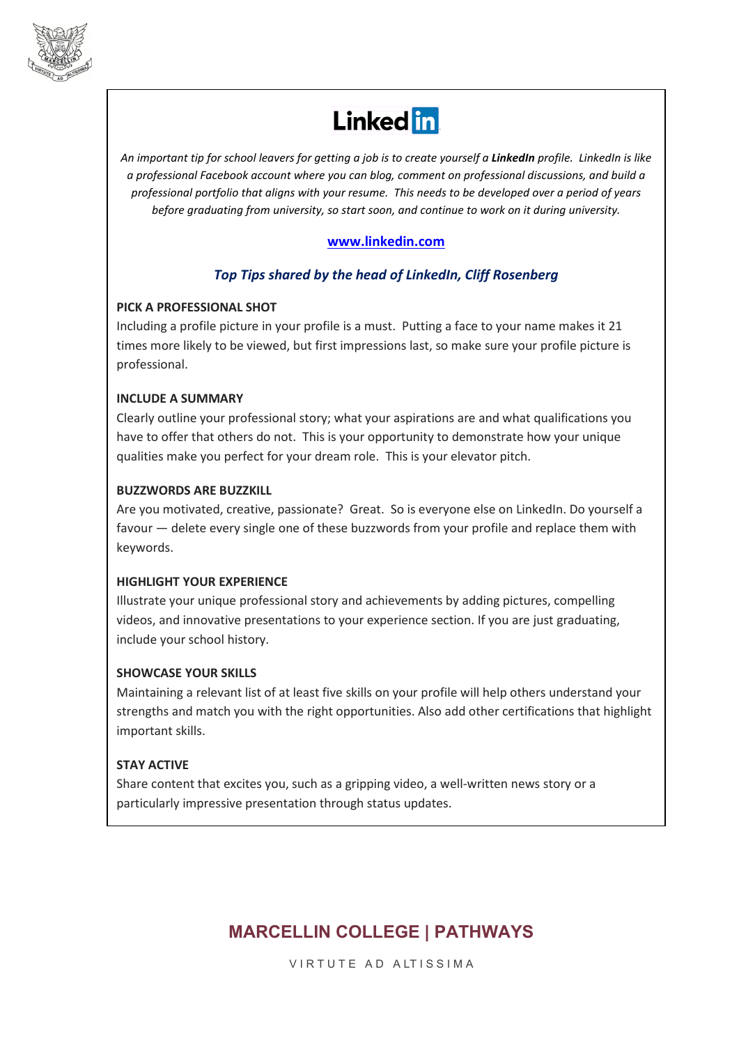# LinkedIn

*An important tip for school leavers for getting a job is to create yourself a **LinkedIn** profile. LinkedIn is like a professional Facebook account where you can blog, comment on professional discussions, and build a professional portfolio that aligns with your resume. This needs to be developed over a period of years before graduating from university, so start soon, and continue to work on it during university.*

**[www.linkedin.com](http://www.linkedin.com)**

## *Top Tips shared by the head of LinkedIn, Cliff Rosenberg*

**PICK A PROFESSIONAL SHOT**

Including a profile picture in your profile is a must. Putting a face to your name makes it 21 times more likely to be viewed, but first impressions last, so make sure your profile picture is professional.

**INCLUDE A SUMMARY**

Clearly outline your professional story; what your aspirations are and what qualifications you have to offer that others do not. This is your opportunity to demonstrate how your unique qualities make you perfect for your dream role. This is your elevator pitch.

**BUZZWORDS ARE BUZZKILL**

Are you motivated, creative, passionate? Great. So is everyone else on LinkedIn. Do yourself a favour — delete every single one of these buzzwords from your profile and replace them with keywords.

**HIGHLIGHT YOUR EXPERIENCE**

Illustrate your unique professional story and achievements by adding pictures, compelling videos, and innovative presentations to your experience section. If you are just graduating, include your school history.

**SHOWCASE YOUR SKILLS**

Maintaining a relevant list of at least five skills on your profile will help others understand your strengths and match you with the right opportunities. Also add other certifications that highlight important skills.

**STAY ACTIVE**

Share content that excites you, such as a gripping video, a well-written news story or a particularly impressive presentation through status updates.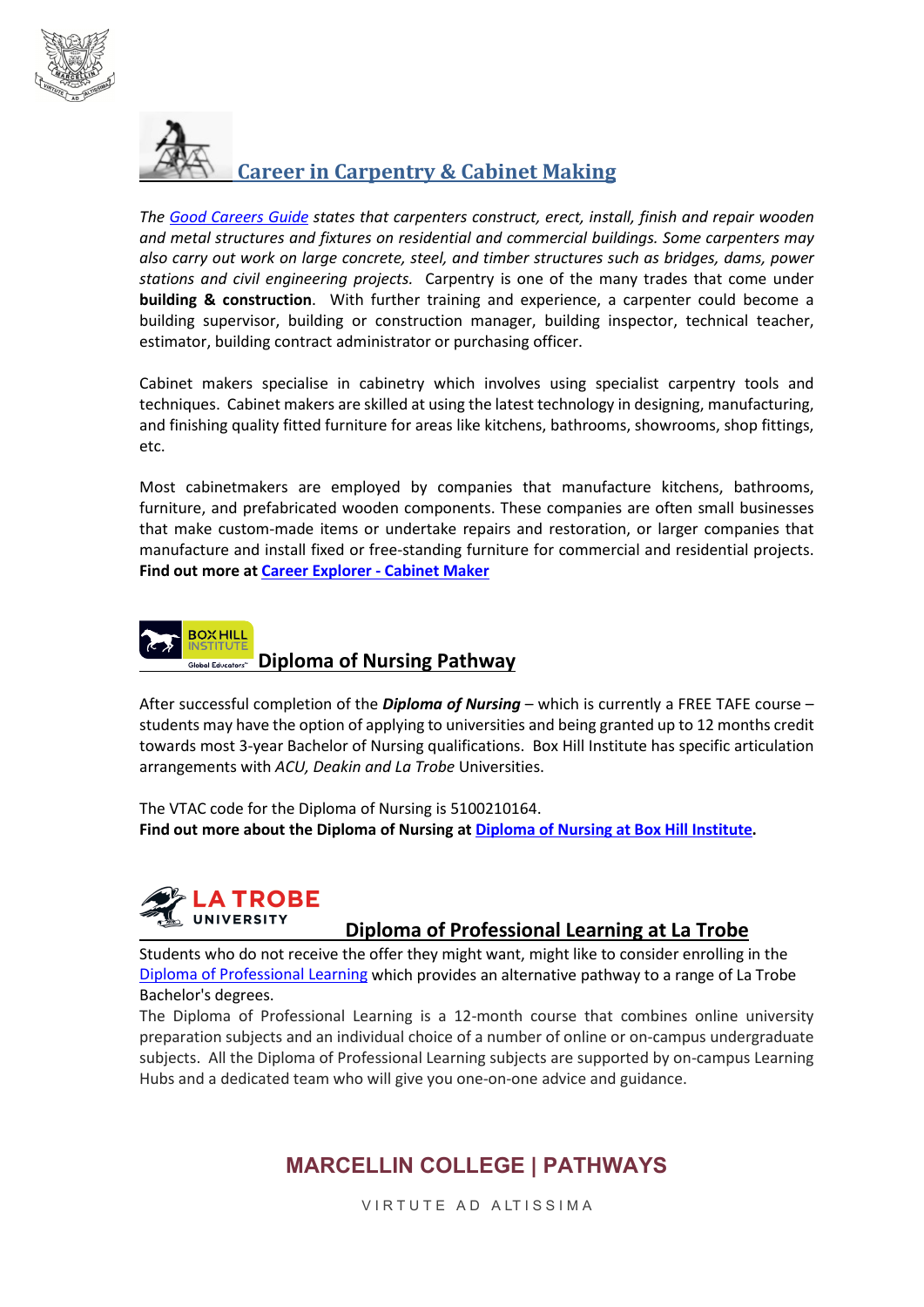## Career in Carpentry & Cabinet Making

*The Good Careers Guide states that carpenters construct, erect, install, finish and repair wooden and metal structures and fixtures on residential and commercial buildings. Some carpenters may also carry out work on large concrete, steel, and timber structures such as bridges, dams, power stations and civil engineering projects.* Carpentry is one of the many trades that come under **building & construction**. With further training and experience, a carpenter could become a building supervisor, building or construction manager, building inspector, technical teacher, estimator, building contract administrator or purchasing officer.

Cabinet makers specialise in cabinetry which involves using specialist carpentry tools and techniques. Cabinet makers are skilled at using the latest technology in designing, manufacturing, and finishing quality fitted furniture for areas like kitchens, bathrooms, showrooms, shop fittings, etc.

Most cabinetmakers are employed by companies that manufacture kitchens, bathrooms, furniture, and prefabricated wooden components. These companies are often small businesses that make custom-made items or undertake repairs and restoration, or larger companies that manufacture and install fixed or free-standing furniture for commercial and residential projects. **Find out more at Career Explorer - Cabinet Maker**

## Diploma of Nursing Pathway

After successful completion of the ***Diploma of Nursing*** – which is currently a FREE TAFE course – students may have the option of applying to universities and being granted up to 12 months credit towards most 3-year Bachelor of Nursing qualifications. Box Hill Institute has specific articulation arrangements with *ACU, Deakin and La Trobe* Universities.

The VTAC code for the Diploma of Nursing is 5100210164.
**Find out more about the Diploma of Nursing at Diploma of Nursing at Box Hill Institute.**

## Diploma of Professional Learning at La Trobe

Students who do not receive the offer they might want, might like to consider enrolling in the Diploma of Professional Learning which provides an alternative pathway to a range of La Trobe Bachelor's degrees.
The Diploma of Professional Learning is a 12-month course that combines online university preparation subjects and an individual choice of a number of online or on-campus undergraduate subjects. All the Diploma of Professional Learning subjects are supported by on-campus Learning Hubs and a dedicated team who will give you one-on-one advice and guidance.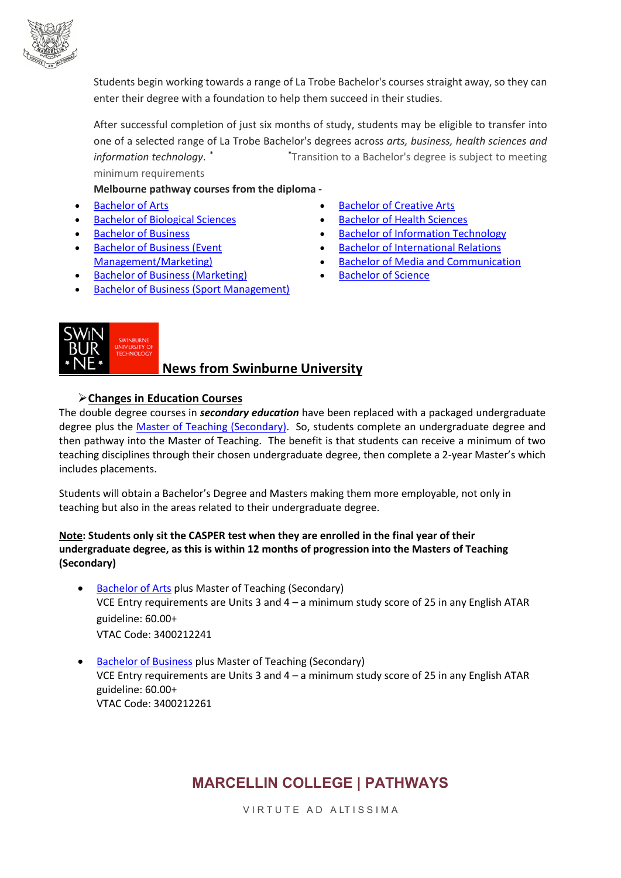Students begin working towards a range of La Trobe Bachelor's courses straight away, so they can enter their degree with a foundation to help them succeed in their studies.

After successful completion of just six months of study, students may be eligible to transfer into one of a selected range of La Trobe Bachelor's degrees across *arts, business, health sciences and information technology*. * *Transition to a Bachelor's degree is subject to meeting minimum requirements

**Melbourne pathway courses from the diploma -**

- Bachelor of Arts
- Bachelor of Biological Sciences
- Bachelor of Business
- Bachelor of Business (Event Management/Marketing)
- Bachelor of Business (Marketing)
- Bachelor of Business (Sport Management)
- Bachelor of Creative Arts
- Bachelor of Health Sciences
- Bachelor of Information Technology
- Bachelor of International Relations
- Bachelor of Media and Communication
- Bachelor of Science

## News from Swinburne University

### ➢ Changes in Education Courses

The double degree courses in ***secondary education*** have been replaced with a packaged undergraduate degree plus the Master of Teaching (Secondary). So, students complete an undergraduate degree and then pathway into the Master of Teaching. The benefit is that students can receive a minimum of two teaching disciplines through their chosen undergraduate degree, then complete a 2-year Master's which includes placements.

Students will obtain a Bachelor's Degree and Masters making them more employable, not only in teaching but also in the areas related to their undergraduate degree.

**Note: Students only sit the CASPER test when they are enrolled in the final year of their undergraduate degree, as this is within 12 months of progression into the Masters of Teaching (Secondary)**

- Bachelor of Arts plus Master of Teaching (Secondary)
  VCE Entry requirements are Units 3 and 4 – a minimum study score of 25 in any English ATAR guideline: 60.00+
  VTAC Code: 3400212241

- Bachelor of Business plus Master of Teaching (Secondary)
  VCE Entry requirements are Units 3 and 4 – a minimum study score of 25 in any English ATAR guideline: 60.00+
  VTAC Code: 3400212261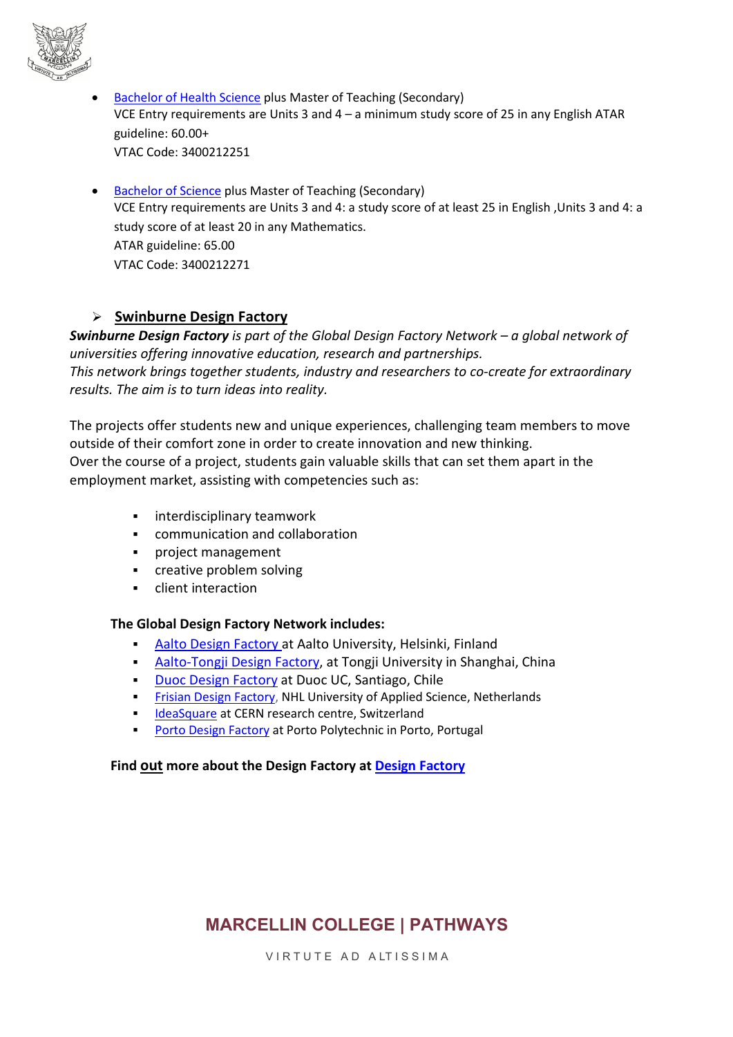- Bachelor of Health Science plus Master of Teaching (Secondary)
  VCE Entry requirements are Units 3 and 4 – a minimum study score of 25 in any English ATAR guideline: 60.00+
  VTAC Code: 3400212251

- Bachelor of Science plus Master of Teaching (Secondary)
  VCE Entry requirements are Units 3 and 4: a study score of at least 25 in English ,Units 3 and 4: a study score of at least 20 in any Mathematics.
  ATAR guideline: 65.00
  VTAC Code: 3400212271

## Swinburne Design Factory

***Swinburne Design Factory** is part of the Global Design Factory Network – a global network of universities offering innovative education, research and partnerships.*
*This network brings together students, industry and researchers to co-create for extraordinary results. The aim is to turn ideas into reality.*

The projects offer students new and unique experiences, challenging team members to move outside of their comfort zone in order to create innovation and new thinking.
Over the course of a project, students gain valuable skills that can set them apart in the employment market, assisting with competencies such as:

- interdisciplinary teamwork
- communication and collaboration
- project management
- creative problem solving
- client interaction

**The Global Design Factory Network includes:**

- Aalto Design Factory at Aalto University, Helsinki, Finland
- Aalto-Tongji Design Factory, at Tongji University in Shanghai, China
- Duoc Design Factory at Duoc UC, Santiago, Chile
- Frisian Design Factory, NHL University of Applied Science, Netherlands
- IdeaSquare at CERN research centre, Switzerland
- Porto Design Factory at Porto Polytechnic in Porto, Portugal

**Find out more about the Design Factory at Design Factory**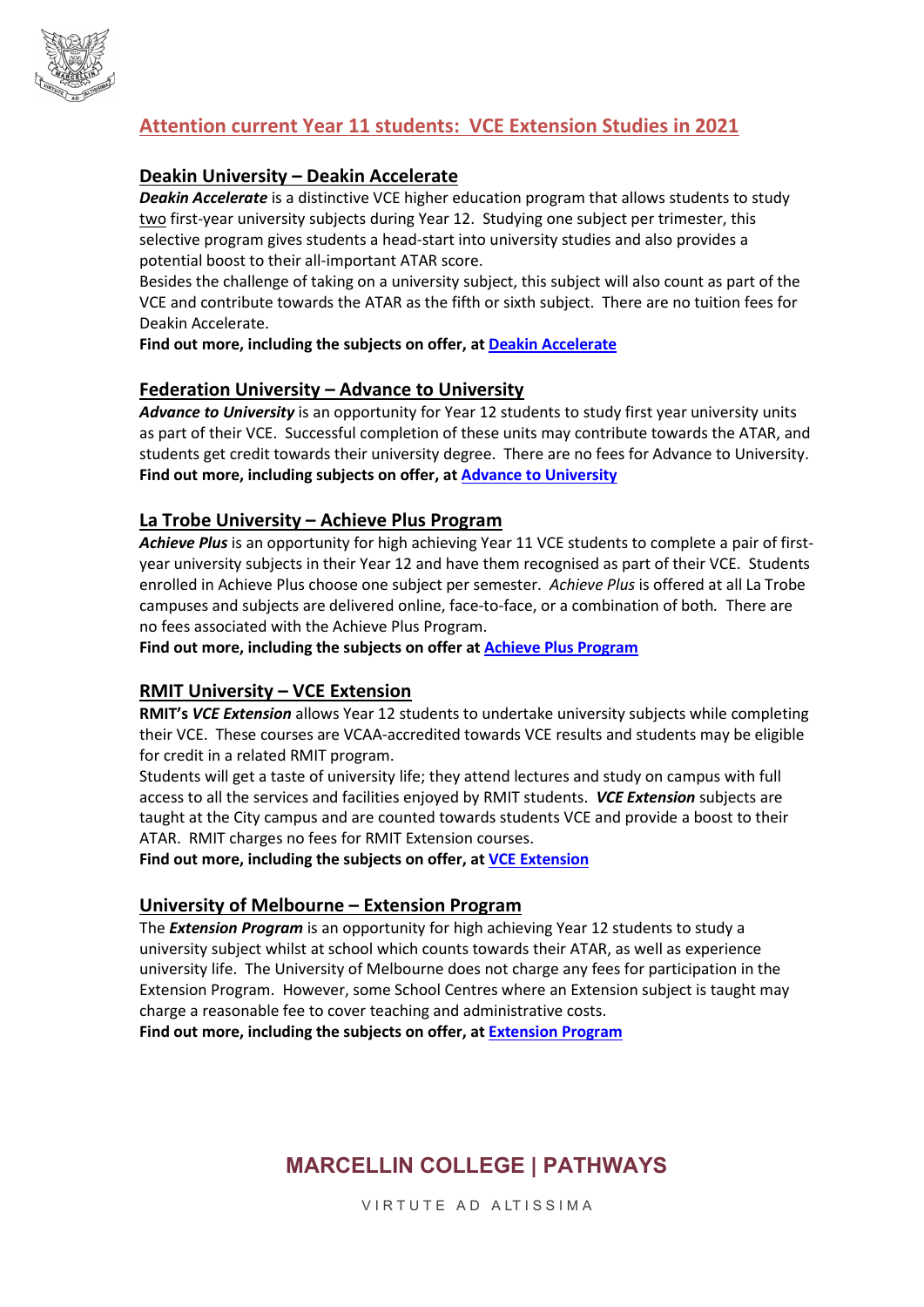## Attention current Year 11 students: VCE Extension Studies in 2021

### Deakin University – Deakin Accelerate

***Deakin Accelerate*** is a distinctive VCE higher education program that allows students to study two first-year university subjects during Year 12. Studying one subject per trimester, this selective program gives students a head-start into university studies and also provides a potential boost to their all-important ATAR score.

Besides the challenge of taking on a university subject, this subject will also count as part of the VCE and contribute towards the ATAR as the fifth or sixth subject. There are no tuition fees for Deakin Accelerate.

**Find out more, including the subjects on offer, at Deakin Accelerate**

### Federation University – Advance to University

***Advance to University*** is an opportunity for Year 12 students to study first year university units as part of their VCE. Successful completion of these units may contribute towards the ATAR, and students get credit towards their university degree. There are no fees for Advance to University.

**Find out more, including subjects on offer, at Advance to University**

### La Trobe University – Achieve Plus Program

***Achieve Plus*** is an opportunity for high achieving Year 11 VCE students to complete a pair of first-year university subjects in their Year 12 and have them recognised as part of their VCE. Students enrolled in Achieve Plus choose one subject per semester. *Achieve Plus* is offered at all La Trobe campuses and subjects are delivered online, face-to-face, or a combination of both. There are no fees associated with the Achieve Plus Program.

**Find out more, including the subjects on offer at Achieve Plus Program**

### RMIT University – VCE Extension

**RMIT's *VCE Extension*** allows Year 12 students to undertake university subjects while completing their VCE. These courses are VCAA-accredited towards VCE results and students may be eligible for credit in a related RMIT program.

Students will get a taste of university life; they attend lectures and study on campus with full access to all the services and facilities enjoyed by RMIT students. ***VCE Extension*** subjects are taught at the City campus and are counted towards students VCE and provide a boost to their ATAR. RMIT charges no fees for RMIT Extension courses.

**Find out more, including the subjects on offer, at VCE Extension**

### University of Melbourne – Extension Program

The ***Extension Program*** is an opportunity for high achieving Year 12 students to study a university subject whilst at school which counts towards their ATAR, as well as experience university life. The University of Melbourne does not charge any fees for participation in the Extension Program. However, some School Centres where an Extension subject is taught may charge a reasonable fee to cover teaching and administrative costs.

**Find out more, including the subjects on offer, at Extension Program**